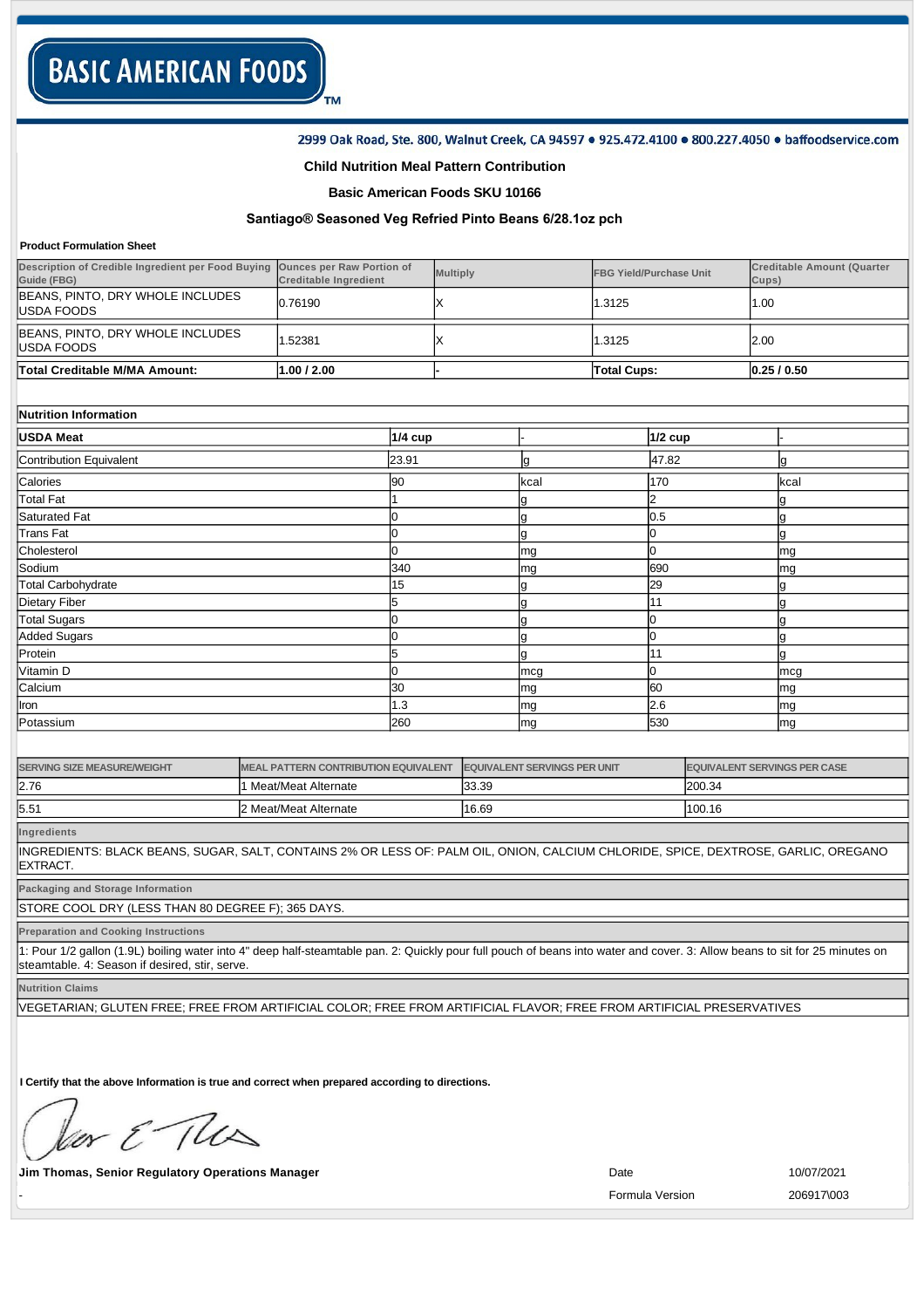BASIC AMERICAN FOODS™

2999 Oak Road, Ste. 800, Walnut Creek, CA 94597 • 925.472.4100 • 800.227.4050 • baffoodservice.com

## Child Nutrition Meal Pattern Contribution

## Basic American Foods SKU 10166

## Santiago® Seasoned Veg Refried Pinto Beans 6/28.1oz pch

**Product Formulation Sheet**

| Description of Credible Ingredient per Food Buying Guide (FBG) | Ounces per Raw Portion of Creditable Ingredient | Multiply | FBG Yield/Purchase Unit | Creditable Amount (Quarter Cups) |
|---|---|---|---|---|
| BEANS, PINTO, DRY WHOLE INCLUDES USDA FOODS | 0.76190 | X | 1.3125 | 1.00 |
| BEANS, PINTO, DRY WHOLE INCLUDES USDA FOODS | 1.52381 | X | 1.3125 | 2.00 |
| **Total Creditable M/MA Amount:** | **1.00 / 2.00** | - | **Total Cups:** | **0.25 / 0.50** |

**Nutrition Information**

| **USDA Meat** | **1/4 cup** | - | **1/2 cup** | - |
|---|---|---|---|---|
| Contribution Equivalent | 23.91 | g | 47.82 | g |
| Calories | 90 | kcal | 170 | kcal |
| Total Fat | 1 | g | 2 | g |
| Saturated Fat | 0 | g | 0.5 | g |
| Trans Fat | 0 | g | 0 | g |
| Cholesterol | 0 | mg | 0 | mg |
| Sodium | 340 | mg | 690 | mg |
| Total Carbohydrate | 15 | g | 29 | g |
| Dietary Fiber | 5 | g | 11 | g |
| Total Sugars | 0 | g | 0 | g |
| Added Sugars | 0 | g | 0 | g |
| Protein | 5 | g | 11 | g |
| Vitamin D | 0 | mcg | 0 | mcg |
| Calcium | 30 | mg | 60 | mg |
| Iron | 1.3 | mg | 2.6 | mg |
| Potassium | 260 | mg | 530 | mg |

| SERVING SIZE MEASURE/WEIGHT | MEAL PATTERN CONTRIBUTION EQUIVALENT | EQUIVALENT SERVINGS PER UNIT | EQUIVALENT SERVINGS PER CASE |
|---|---|---|---|
| 2.76 | 1 Meat/Meat Alternate | 33.39 | 200.34 |
| 5.51 | 2 Meat/Meat Alternate | 16.69 | 100.16 |

**Ingredients**

INGREDIENTS: BLACK BEANS, SUGAR, SALT, CONTAINS 2% OR LESS OF: PALM OIL, ONION, CALCIUM CHLORIDE, SPICE, DEXTROSE, GARLIC, OREGANO EXTRACT.

**Packaging and Storage Information**

STORE COOL DRY (LESS THAN 80 DEGREE F); 365 DAYS.

**Preparation and Cooking Instructions**

1: Pour 1/2 gallon (1.9L) boiling water into 4" deep half-steamtable pan. 2: Quickly pour full pouch of beans into water and cover. 3: Allow beans to sit for 25 minutes on steamtable. 4: Season if desired, stir, serve.

**Nutrition Claims**

VEGETARIAN; GLUTEN FREE; FREE FROM ARTIFICIAL COLOR; FREE FROM ARTIFICIAL FLAVOR; FREE FROM ARTIFICIAL PRESERVATIVES

**I Certify that the above Information is true and correct when prepared according to directions.**

**Jim Thomas, Senior Regulatory Operations Manager**

Date: 10/07/2021

Formula Version: 206917\003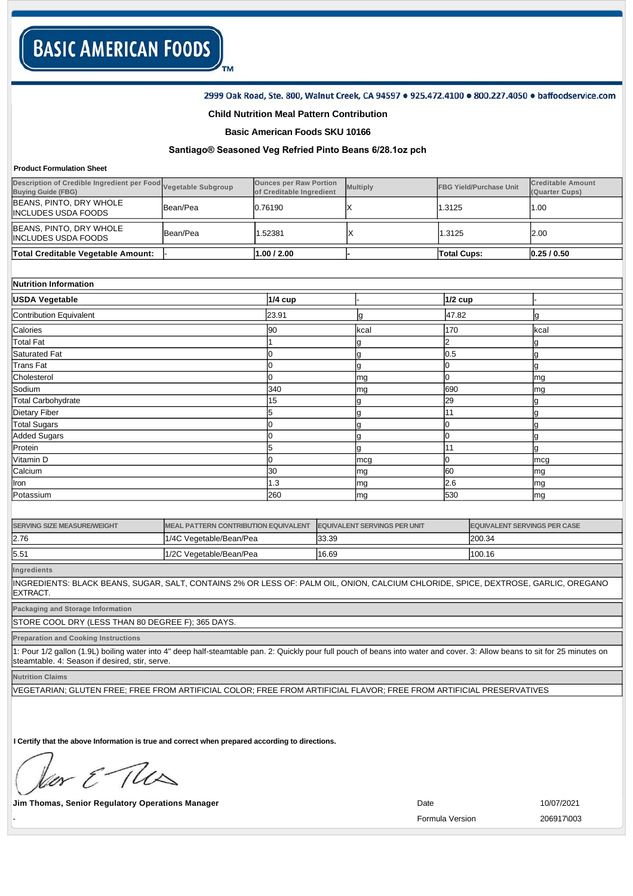# BASIC AMERICAN FOODS™

2999 Oak Road, Ste. 800, Walnut Creek, CA 94597 • 925.472.4100 • 800.227.4050 • baffoodservice.com

**Child Nutrition Meal Pattern Contribution**

**Basic American Foods SKU 10166**

**Santiago® Seasoned Veg Refried Pinto Beans 6/28.1oz pch**

**Product Formulation Sheet**

| Description of Credible Ingredient per Food Buying Guide (FBG) | Vegetable Subgroup | Ounces per Raw Portion of Creditable Ingredient | Multiply | FBG Yield/Purchase Unit | Creditable Amount (Quarter Cups) |
|---|---|---|---|---|---|
| BEANS, PINTO, DRY WHOLE INCLUDES USDA FOODS | Bean/Pea | 0.76190 | X | 1.3125 | 1.00 |
| BEANS, PINTO, DRY WHOLE INCLUDES USDA FOODS | Bean/Pea | 1.52381 | X | 1.3125 | 2.00 |
| **Total Creditable Vegetable Amount:** | - | **1.00 / 2.00** | - | **Total Cups:** | **0.25 / 0.50** |

**Nutrition Information**

| **USDA Vegetable** | **1/4 cup** | - | **1/2 cup** | - |
|---|---|---|---|---|
| Contribution Equivalent | 23.91 | g | 47.82 | g |
| Calories | 90 | kcal | 170 | kcal |
| Total Fat | 1 | g | 2 | g |
| Saturated Fat | 0 | g | 0.5 | g |
| Trans Fat | 0 | g | 0 | g |
| Cholesterol | 0 | mg | 0 | mg |
| Sodium | 340 | mg | 690 | mg |
| Total Carbohydrate | 15 | g | 29 | g |
| Dietary Fiber | 5 | g | 11 | g |
| Total Sugars | 0 | g | 0 | g |
| Added Sugars | 0 | g | 0 | g |
| Protein | 5 | g | 11 | g |
| Vitamin D | 0 | mcg | 0 | mcg |
| Calcium | 30 | mg | 60 | mg |
| Iron | 1.3 | mg | 2.6 | mg |
| Potassium | 260 | mg | 530 | mg |

| SERVING SIZE MEASURE/WEIGHT | MEAL PATTERN CONTRIBUTION EQUIVALENT | EQUIVALENT SERVINGS PER UNIT | EQUIVALENT SERVINGS PER CASE |
|---|---|---|---|
| 2.76 | 1/4C Vegetable/Bean/Pea | 33.39 | 200.34 |
| 5.51 | 1/2C Vegetable/Bean/Pea | 16.69 | 100.16 |

**Ingredients**

INGREDIENTS: BLACK BEANS, SUGAR, SALT, CONTAINS 2% OR LESS OF: PALM OIL, ONION, CALCIUM CHLORIDE, SPICE, DEXTROSE, GARLIC, OREGANO EXTRACT.

**Packaging and Storage Information**

STORE COOL DRY (LESS THAN 80 DEGREE F); 365 DAYS.

**Preparation and Cooking Instructions**

1: Pour 1/2 gallon (1.9L) boiling water into 4" deep half-steamtable pan. 2: Quickly pour full pouch of beans into water and cover. 3: Allow beans to sit for 25 minutes on steamtable. 4: Season if desired, stir, serve.

**Nutrition Claims**

VEGETARIAN; GLUTEN FREE; FREE FROM ARTIFICIAL COLOR; FREE FROM ARTIFICIAL FLAVOR; FREE FROM ARTIFICIAL PRESERVATIVES

**I Certify that the above Information is true and correct when prepared according to directions.**

**Jim Thomas, Senior Regulatory Operations Manager**

Date 10/07/2021

Formula Version 206917\003